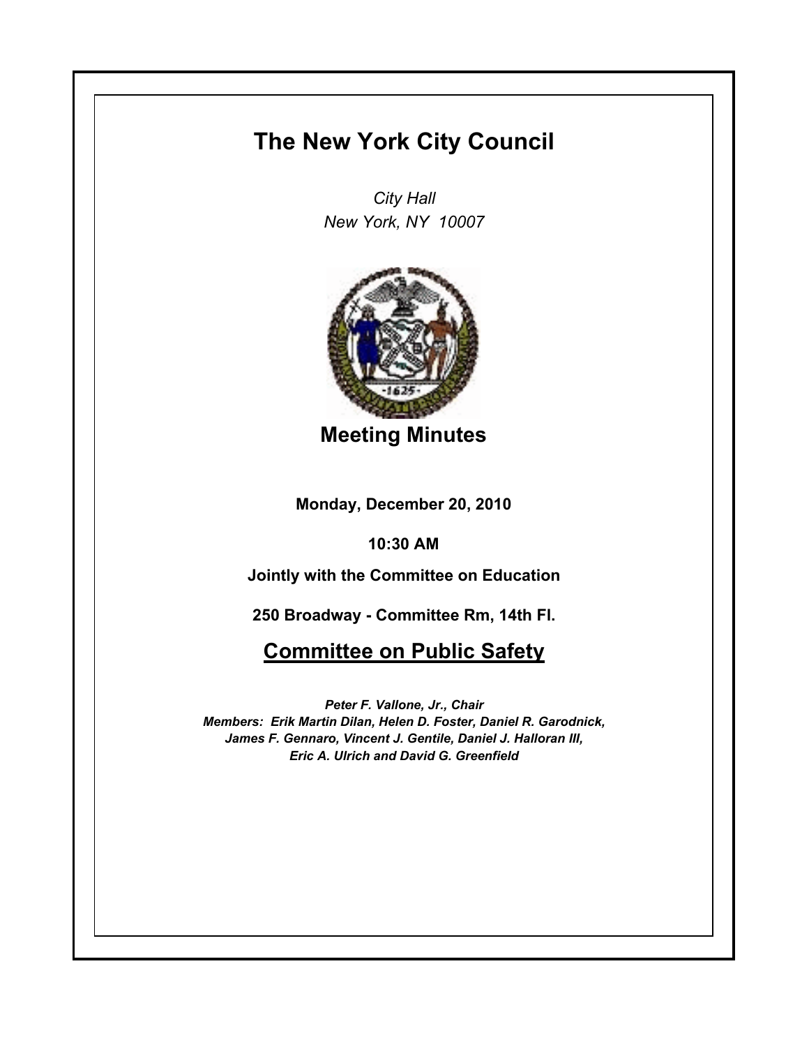# The New York City Council

*City Hall*
*New York, NY 10007*

## Meeting Minutes

**Monday, December 20, 2010**

**10:30 AM**

**Jointly with the Committee on Education**

**250 Broadway - Committee Rm, 14th Fl.**

## Committee on Public Safety

***Peter F. Vallone, Jr., Chair***
***Members: Erik Martin Dilan, Helen D. Foster, Daniel R. Garodnick, James F. Gennaro, Vincent J. Gentile, Daniel J. Halloran III, Eric A. Ulrich and David G. Greenfield***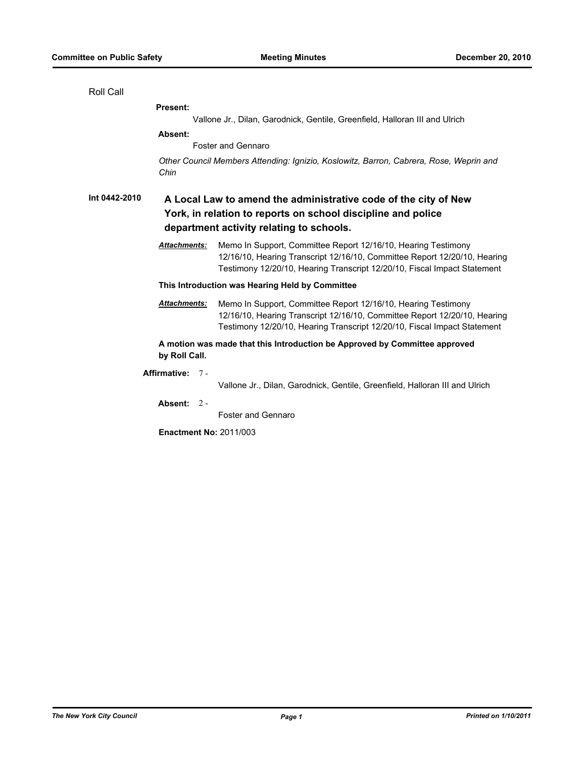Roll Call

**Present:**

Vallone Jr., Dilan, Garodnick, Gentile, Greenfield, Halloran III and Ulrich

**Absent:**

Foster and Gennaro

*Other Council Members Attending: Ignizio, Koslowitz, Barron, Cabrera, Rose, Weprin and Chin*

**Int 0442-2010**

**A Local Law to amend the administrative code of the city of New York, in relation to reports on school discipline and police department activity relating to schools.**

***Attachments:*** Memo In Support, Committee Report 12/16/10, Hearing Testimony 12/16/10, Hearing Transcript 12/16/10, Committee Report 12/20/10, Hearing Testimony 12/20/10, Hearing Transcript 12/20/10, Fiscal Impact Statement

**This Introduction was Hearing Held by Committee**

***Attachments:*** Memo In Support, Committee Report 12/16/10, Hearing Testimony 12/16/10, Hearing Transcript 12/16/10, Committee Report 12/20/10, Hearing Testimony 12/20/10, Hearing Transcript 12/20/10, Fiscal Impact Statement

**A motion was made that this Introduction be Approved by Committee approved by Roll Call.**

**Affirmative:** 7 -

Vallone Jr., Dilan, Garodnick, Gentile, Greenfield, Halloran III and Ulrich

**Absent:** 2 -

Foster and Gennaro

**Enactment No:** 2011/003